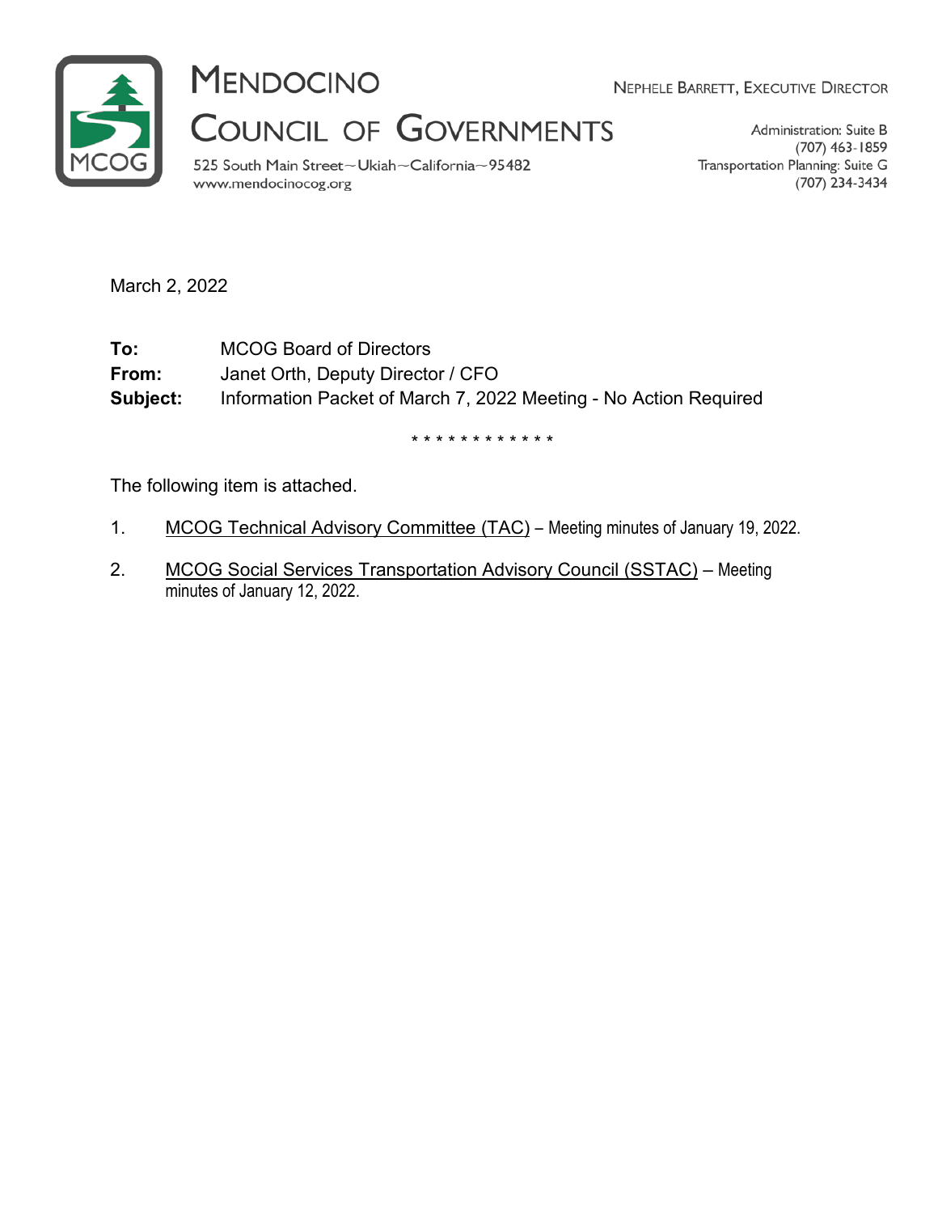# Mendocino Council of Governments

525 South Main Street~Ukiah~California~95482
www.mendocinocog.org

NEPHELE BARRETT, EXECUTIVE DIRECTOR

Administration: Suite B
(707) 463-1859
Transportation Planning: Suite G
(707) 234-3434

March 2, 2022

**To:** MCOG Board of Directors
**From:** Janet Orth, Deputy Director / CFO
**Subject:** Information Packet of March 7, 2022 Meeting - No Action Required

\* \* \* \* \* \* \* \* \* \* \* \* \*

The following item is attached.

1. MCOG Technical Advisory Committee (TAC) – Meeting minutes of January 19, 2022.

2. MCOG Social Services Transportation Advisory Council (SSTAC) – Meeting minutes of January 12, 2022.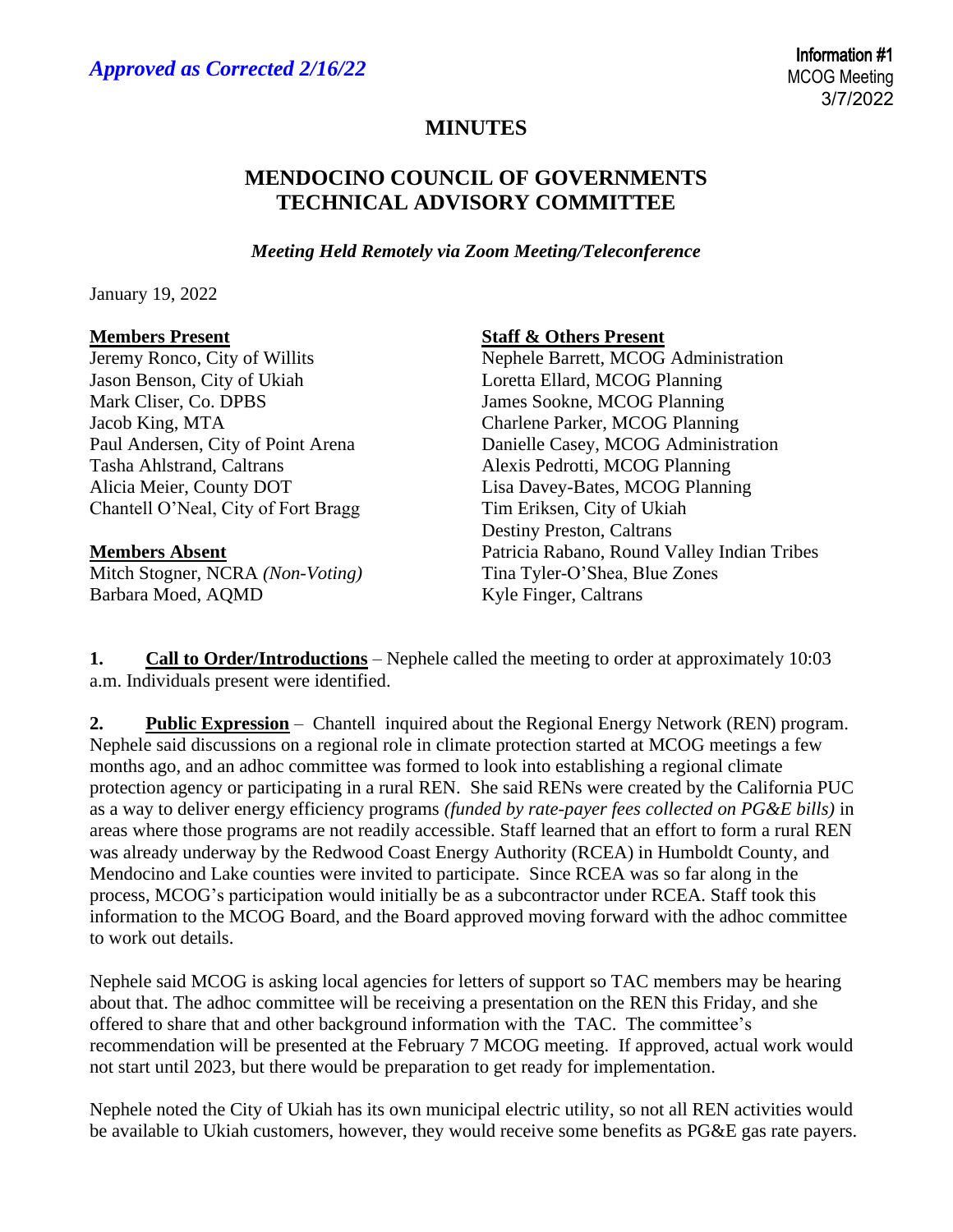*Approved as Corrected 2/16/22*

**Information #1**
MCOG Meeting
3/7/2022

# MINUTES

## MENDOCINO COUNCIL OF GOVERNMENTS TECHNICAL ADVISORY COMMITTEE

***Meeting Held Remotely via Zoom Meeting/Teleconference***

January 19, 2022

**Members Present**
Jeremy Ronco, City of Willits
Jason Benson, City of Ukiah
Mark Cliser, Co. DPBS
Jacob King, MTA
Paul Andersen, City of Point Arena
Tasha Ahlstrand, Caltrans
Alicia Meier, County DOT
Chantell O'Neal, City of Fort Bragg

**Members Absent**
Mitch Stogner, NCRA *(Non-Voting)*
Barbara Moed, AQMD

**Staff & Others Present**
Nephele Barrett, MCOG Administration
Loretta Ellard, MCOG Planning
James Sookne, MCOG Planning
Charlene Parker, MCOG Planning
Danielle Casey, MCOG Administration
Alexis Pedrotti, MCOG Planning
Lisa Davey-Bates, MCOG Planning
Tim Eriksen, City of Ukiah
Destiny Preston, Caltrans
Patricia Rabano, Round Valley Indian Tribes
Tina Tyler-O'Shea, Blue Zones
Kyle Finger, Caltrans

**1. Call to Order/Introductions** – Nephele called the meeting to order at approximately 10:03 a.m. Individuals present were identified.

**2. Public Expression** – Chantell inquired about the Regional Energy Network (REN) program. Nephele said discussions on a regional role in climate protection started at MCOG meetings a few months ago, and an adhoc committee was formed to look into establishing a regional climate protection agency or participating in a rural REN. She said RENs were created by the California PUC as a way to deliver energy efficiency programs *(funded by rate-payer fees collected on PG&E bills)* in areas where those programs are not readily accessible. Staff learned that an effort to form a rural REN was already underway by the Redwood Coast Energy Authority (RCEA) in Humboldt County, and Mendocino and Lake counties were invited to participate. Since RCEA was so far along in the process, MCOG's participation would initially be as a subcontractor under RCEA. Staff took this information to the MCOG Board, and the Board approved moving forward with the adhoc committee to work out details.

Nephele said MCOG is asking local agencies for letters of support so TAC members may be hearing about that. The adhoc committee will be receiving a presentation on the REN this Friday, and she offered to share that and other background information with the TAC. The committee's recommendation will be presented at the February 7 MCOG meeting. If approved, actual work would not start until 2023, but there would be preparation to get ready for implementation.

Nephele noted the City of Ukiah has its own municipal electric utility, so not all REN activities would be available to Ukiah customers, however, they would receive some benefits as PG&E gas rate payers.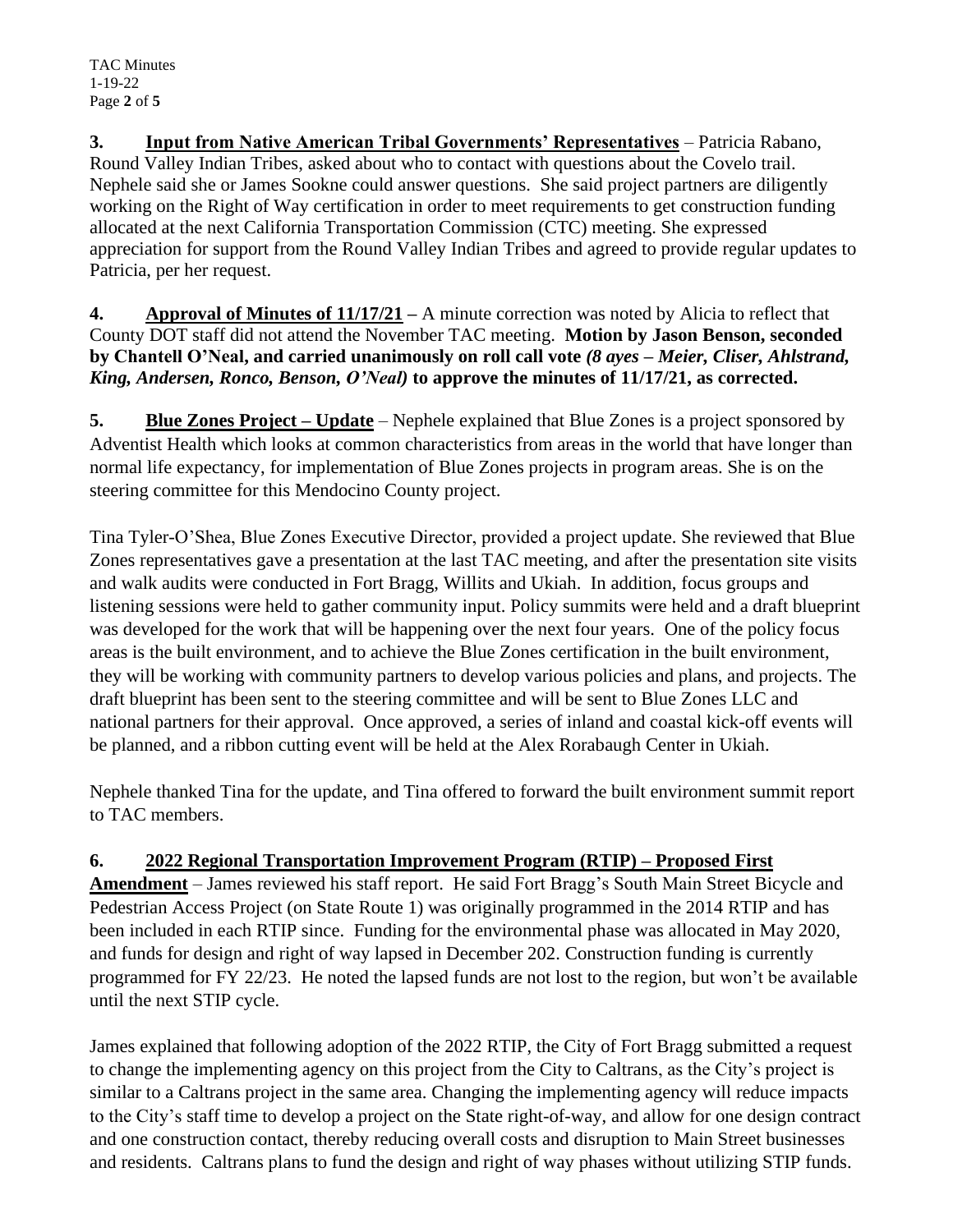**3. Input from Native American Tribal Governments' Representatives** – Patricia Rabano, Round Valley Indian Tribes, asked about who to contact with questions about the Covelo trail. Nephele said she or James Sookne could answer questions. She said project partners are diligently working on the Right of Way certification in order to meet requirements to get construction funding allocated at the next California Transportation Commission (CTC) meeting. She expressed appreciation for support from the Round Valley Indian Tribes and agreed to provide regular updates to Patricia, per her request.

**4. Approval of Minutes of 11/17/21 –** A minute correction was noted by Alicia to reflect that County DOT staff did not attend the November TAC meeting. **Motion by Jason Benson, seconded by Chantell O'Neal, and carried unanimously on roll call vote *(8 ayes – Meier, Cliser, Ahlstrand, King, Andersen, Ronco, Benson, O'Neal)* to approve the minutes of 11/17/21, as corrected.**

**5. Blue Zones Project – Update** – Nephele explained that Blue Zones is a project sponsored by Adventist Health which looks at common characteristics from areas in the world that have longer than normal life expectancy, for implementation of Blue Zones projects in program areas. She is on the steering committee for this Mendocino County project.

Tina Tyler-O'Shea, Blue Zones Executive Director, provided a project update. She reviewed that Blue Zones representatives gave a presentation at the last TAC meeting, and after the presentation site visits and walk audits were conducted in Fort Bragg, Willits and Ukiah. In addition, focus groups and listening sessions were held to gather community input. Policy summits were held and a draft blueprint was developed for the work that will be happening over the next four years. One of the policy focus areas is the built environment, and to achieve the Blue Zones certification in the built environment, they will be working with community partners to develop various policies and plans, and projects. The draft blueprint has been sent to the steering committee and will be sent to Blue Zones LLC and national partners for their approval. Once approved, a series of inland and coastal kick-off events will be planned, and a ribbon cutting event will be held at the Alex Rorabaugh Center in Ukiah.

Nephele thanked Tina for the update, and Tina offered to forward the built environment summit report to TAC members.

**6. 2022 Regional Transportation Improvement Program (RTIP) – Proposed First Amendment** – James reviewed his staff report. He said Fort Bragg's South Main Street Bicycle and Pedestrian Access Project (on State Route 1) was originally programmed in the 2014 RTIP and has been included in each RTIP since. Funding for the environmental phase was allocated in May 2020, and funds for design and right of way lapsed in December 202. Construction funding is currently programmed for FY 22/23. He noted the lapsed funds are not lost to the region, but won't be available until the next STIP cycle.

James explained that following adoption of the 2022 RTIP, the City of Fort Bragg submitted a request to change the implementing agency on this project from the City to Caltrans, as the City's project is similar to a Caltrans project in the same area. Changing the implementing agency will reduce impacts to the City's staff time to develop a project on the State right-of-way, and allow for one design contract and one construction contact, thereby reducing overall costs and disruption to Main Street businesses and residents. Caltrans plans to fund the design and right of way phases without utilizing STIP funds.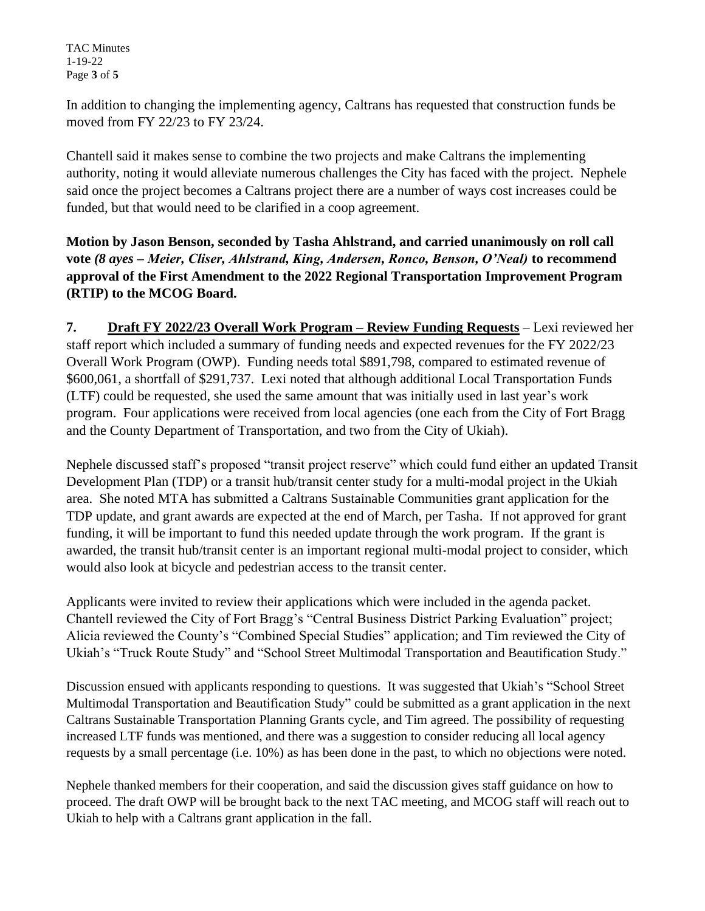In addition to changing the implementing agency, Caltrans has requested that construction funds be moved from FY 22/23 to FY 23/24.

Chantell said it makes sense to combine the two projects and make Caltrans the implementing authority, noting it would alleviate numerous challenges the City has faced with the project. Nephele said once the project becomes a Caltrans project there are a number of ways cost increases could be funded, but that would need to be clarified in a coop agreement.

**Motion by Jason Benson, seconded by Tasha Ahlstrand, and carried unanimously on roll call vote *(8 ayes – Meier, Cliser, Ahlstrand, King, Andersen, Ronco, Benson, O'Neal)* to recommend approval of the First Amendment to the 2022 Regional Transportation Improvement Program (RTIP) to the MCOG Board.**

**7.** **<u>Draft FY 2022/23 Overall Work Program – Review Funding Requests</u>** – Lexi reviewed her staff report which included a summary of funding needs and expected revenues for the FY 2022/23 Overall Work Program (OWP). Funding needs total $891,798, compared to estimated revenue of $600,061, a shortfall of $291,737. Lexi noted that although additional Local Transportation Funds (LTF) could be requested, she used the same amount that was initially used in last year's work program. Four applications were received from local agencies (one each from the City of Fort Bragg and the County Department of Transportation, and two from the City of Ukiah).

Nephele discussed staff's proposed "transit project reserve" which could fund either an updated Transit Development Plan (TDP) or a transit hub/transit center study for a multi-modal project in the Ukiah area. She noted MTA has submitted a Caltrans Sustainable Communities grant application for the TDP update, and grant awards are expected at the end of March, per Tasha. If not approved for grant funding, it will be important to fund this needed update through the work program. If the grant is awarded, the transit hub/transit center is an important regional multi-modal project to consider, which would also look at bicycle and pedestrian access to the transit center.

Applicants were invited to review their applications which were included in the agenda packet. Chantell reviewed the City of Fort Bragg's "Central Business District Parking Evaluation" project; Alicia reviewed the County's "Combined Special Studies" application; and Tim reviewed the City of Ukiah's "Truck Route Study" and "School Street Multimodal Transportation and Beautification Study."

Discussion ensued with applicants responding to questions. It was suggested that Ukiah's "School Street Multimodal Transportation and Beautification Study" could be submitted as a grant application in the next Caltrans Sustainable Transportation Planning Grants cycle, and Tim agreed. The possibility of requesting increased LTF funds was mentioned, and there was a suggestion to consider reducing all local agency requests by a small percentage (i.e. 10%) as has been done in the past, to which no objections were noted.

Nephele thanked members for their cooperation, and said the discussion gives staff guidance on how to proceed. The draft OWP will be brought back to the next TAC meeting, and MCOG staff will reach out to Ukiah to help with a Caltrans grant application in the fall.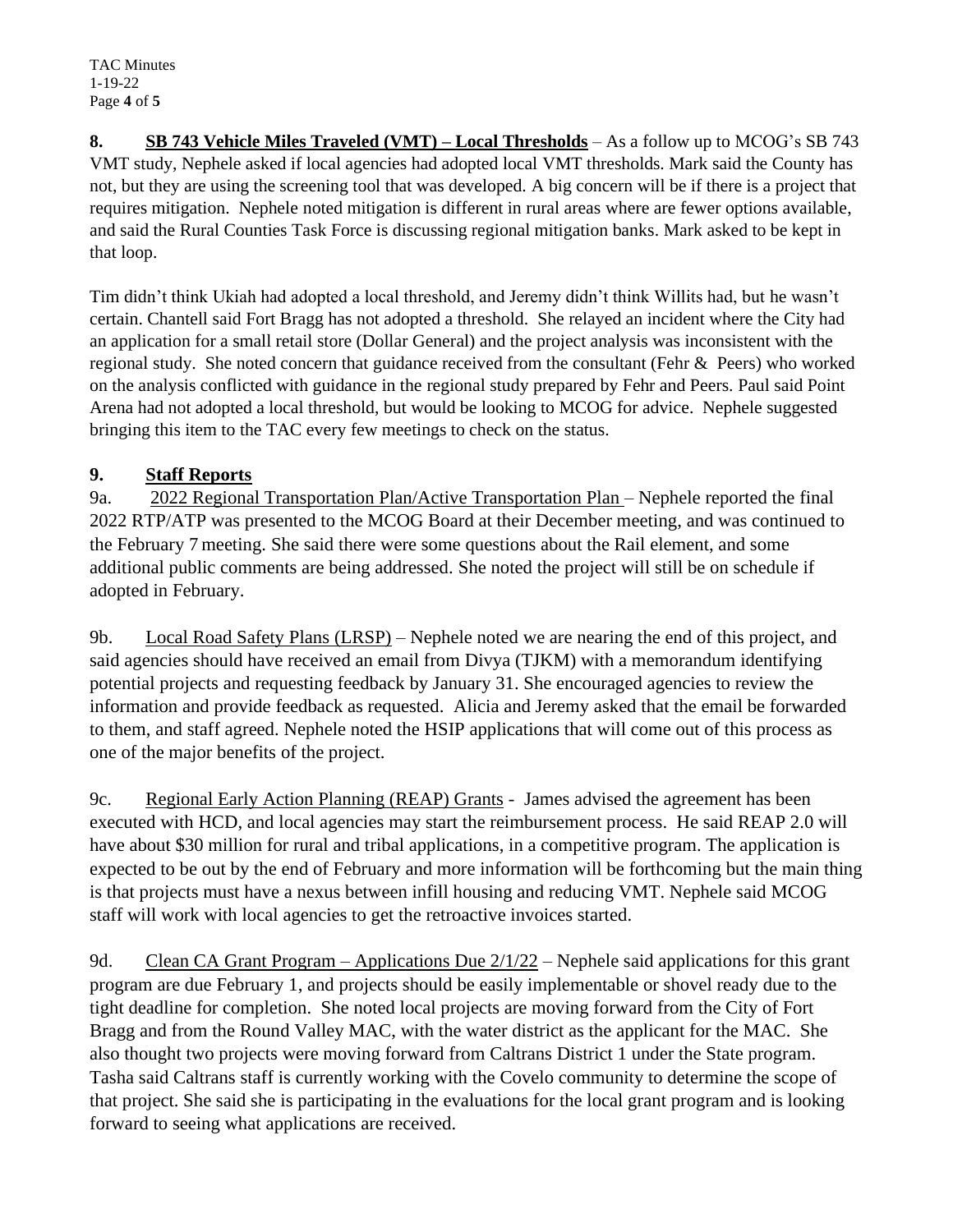**8. SB 743 Vehicle Miles Traveled (VMT) – Local Thresholds** – As a follow up to MCOG's SB 743 VMT study, Nephele asked if local agencies had adopted local VMT thresholds. Mark said the County has not, but they are using the screening tool that was developed. A big concern will be if there is a project that requires mitigation. Nephele noted mitigation is different in rural areas where are fewer options available, and said the Rural Counties Task Force is discussing regional mitigation banks. Mark asked to be kept in that loop.

Tim didn't think Ukiah had adopted a local threshold, and Jeremy didn't think Willits had, but he wasn't certain. Chantell said Fort Bragg has not adopted a threshold. She relayed an incident where the City had an application for a small retail store (Dollar General) and the project analysis was inconsistent with the regional study. She noted concern that guidance received from the consultant (Fehr & Peers) who worked on the analysis conflicted with guidance in the regional study prepared by Fehr and Peers. Paul said Point Arena had not adopted a local threshold, but would be looking to MCOG for advice. Nephele suggested bringing this item to the TAC every few meetings to check on the status.

## 9. Staff Reports

9a. 2022 Regional Transportation Plan/Active Transportation Plan – Nephele reported the final 2022 RTP/ATP was presented to the MCOG Board at their December meeting, and was continued to the February 7 meeting. She said there were some questions about the Rail element, and some additional public comments are being addressed. She noted the project will still be on schedule if adopted in February.

9b. Local Road Safety Plans (LRSP) – Nephele noted we are nearing the end of this project, and said agencies should have received an email from Divya (TJKM) with a memorandum identifying potential projects and requesting feedback by January 31. She encouraged agencies to review the information and provide feedback as requested. Alicia and Jeremy asked that the email be forwarded to them, and staff agreed. Nephele noted the HSIP applications that will come out of this process as one of the major benefits of the project.

9c. Regional Early Action Planning (REAP) Grants - James advised the agreement has been executed with HCD, and local agencies may start the reimbursement process. He said REAP 2.0 will have about $30 million for rural and tribal applications, in a competitive program. The application is expected to be out by the end of February and more information will be forthcoming but the main thing is that projects must have a nexus between infill housing and reducing VMT. Nephele said MCOG staff will work with local agencies to get the retroactive invoices started.

9d. Clean CA Grant Program – Applications Due 2/1/22 – Nephele said applications for this grant program are due February 1, and projects should be easily implementable or shovel ready due to the tight deadline for completion. She noted local projects are moving forward from the City of Fort Bragg and from the Round Valley MAC, with the water district as the applicant for the MAC. She also thought two projects were moving forward from Caltrans District 1 under the State program. Tasha said Caltrans staff is currently working with the Covelo community to determine the scope of that project. She said she is participating in the evaluations for the local grant program and is looking forward to seeing what applications are received.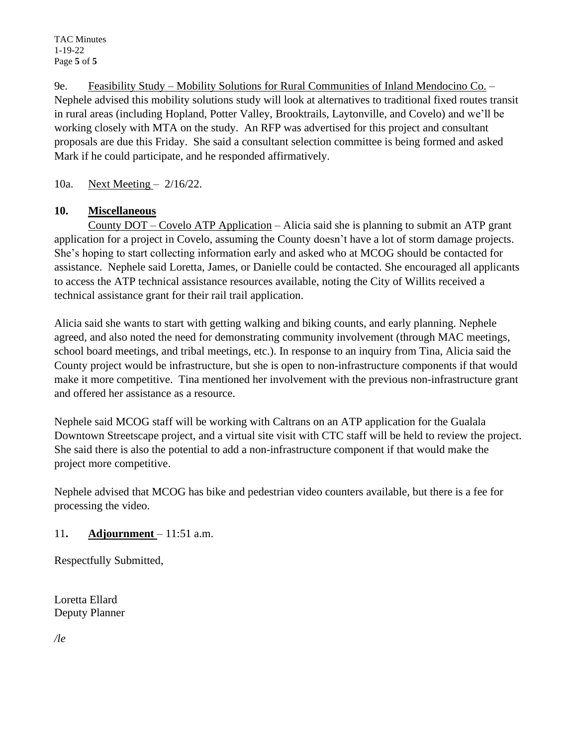9e. Feasibility Study – Mobility Solutions for Rural Communities of Inland Mendocino Co. – Nephele advised this mobility solutions study will look at alternatives to traditional fixed routes transit in rural areas (including Hopland, Potter Valley, Brooktrails, Laytonville, and Covelo) and we'll be working closely with MTA on the study. An RFP was advertised for this project and consultant proposals are due this Friday. She said a consultant selection committee is being formed and asked Mark if he could participate, and he responded affirmatively.

10a. Next Meeting – 2/16/22.

## 10. Miscellaneous

County DOT – Covelo ATP Application – Alicia said she is planning to submit an ATP grant application for a project in Covelo, assuming the County doesn't have a lot of storm damage projects. She's hoping to start collecting information early and asked who at MCOG should be contacted for assistance. Nephele said Loretta, James, or Danielle could be contacted. She encouraged all applicants to access the ATP technical assistance resources available, noting the City of Willits received a technical assistance grant for their rail trail application.

Alicia said she wants to start with getting walking and biking counts, and early planning. Nephele agreed, and also noted the need for demonstrating community involvement (through MAC meetings, school board meetings, and tribal meetings, etc.). In response to an inquiry from Tina, Alicia said the County project would be infrastructure, but she is open to non-infrastructure components if that would make it more competitive. Tina mentioned her involvement with the previous non-infrastructure grant and offered her assistance as a resource.

Nephele said MCOG staff will be working with Caltrans on an ATP application for the Gualala Downtown Streetscape project, and a virtual site visit with CTC staff will be held to review the project. She said there is also the potential to add a non-infrastructure component if that would make the project more competitive.

Nephele advised that MCOG has bike and pedestrian video counters available, but there is a fee for processing the video.

## 11. Adjournment – 11:51 a.m.

Respectfully Submitted,

Loretta Ellard
Deputy Planner

*/le*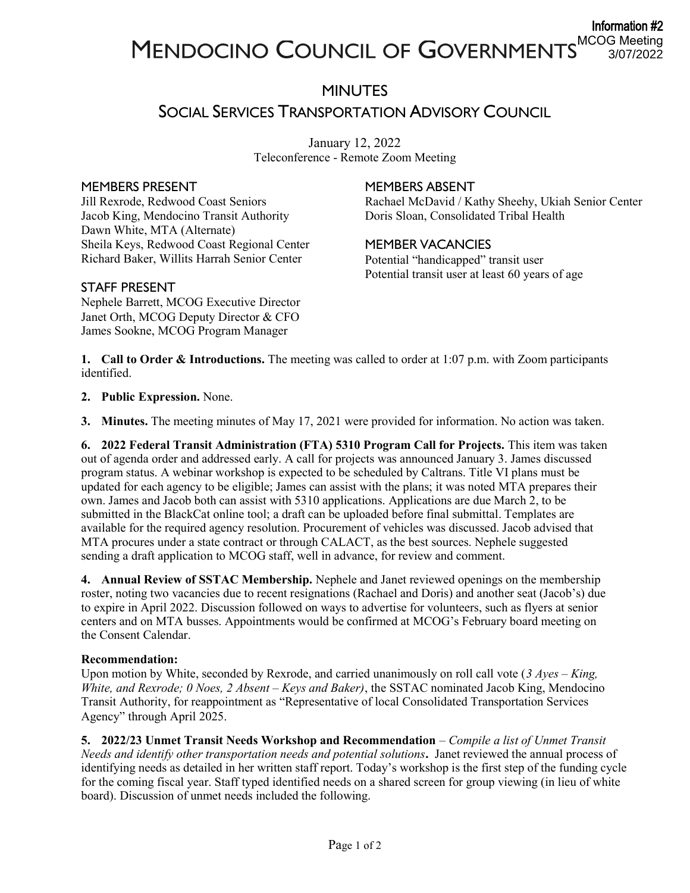Information #2
MCOG Meeting
3/07/2022

# MENDOCINO COUNCIL OF GOVERNMENTS

## MINUTES
## SOCIAL SERVICES TRANSPORTATION ADVISORY COUNCIL

January 12, 2022
Teleconference - Remote Zoom Meeting

### MEMBERS PRESENT
Jill Rexrode, Redwood Coast Seniors
Jacob King, Mendocino Transit Authority
Dawn White, MTA (Alternate)
Sheila Keys, Redwood Coast Regional Center
Richard Baker, Willits Harrah Senior Center

### STAFF PRESENT
Nephele Barrett, MCOG Executive Director
Janet Orth, MCOG Deputy Director & CFO
James Sookne, MCOG Program Manager

### MEMBERS ABSENT
Rachael McDavid / Kathy Sheehy, Ukiah Senior Center
Doris Sloan, Consolidated Tribal Health

### MEMBER VACANCIES
Potential "handicapped" transit user
Potential transit user at least 60 years of age

**1. Call to Order & Introductions.** The meeting was called to order at 1:07 p.m. with Zoom participants identified.

**2. Public Expression.** None.

**3. Minutes.** The meeting minutes of May 17, 2021 were provided for information. No action was taken.

**6. 2022 Federal Transit Administration (FTA) 5310 Program Call for Projects.** This item was taken out of agenda order and addressed early. A call for projects was announced January 3. James discussed program status. A webinar workshop is expected to be scheduled by Caltrans. Title VI plans must be updated for each agency to be eligible; James can assist with the plans; it was noted MTA prepares their own. James and Jacob both can assist with 5310 applications. Applications are due March 2, to be submitted in the BlackCat online tool; a draft can be uploaded before final submittal. Templates are available for the required agency resolution. Procurement of vehicles was discussed. Jacob advised that MTA procures under a state contract or through CALACT, as the best sources. Nephele suggested sending a draft application to MCOG staff, well in advance, for review and comment.

**4. Annual Review of SSTAC Membership.** Nephele and Janet reviewed openings on the membership roster, noting two vacancies due to recent resignations (Rachael and Doris) and another seat (Jacob's) due to expire in April 2022. Discussion followed on ways to advertise for volunteers, such as flyers at senior centers and on MTA busses. Appointments would be confirmed at MCOG's February board meeting on the Consent Calendar.

**Recommendation:**
Upon motion by White, seconded by Rexrode, and carried unanimously on roll call vote (*3 Ayes – King, White, and Rexrode; 0 Noes, 2 Absent – Keys and Baker)*, the SSTAC nominated Jacob King, Mendocino Transit Authority, for reappointment as "Representative of local Consolidated Transportation Services Agency" through April 2025.

**5. 2022/23 Unmet Transit Needs Workshop and Recommendation** – *Compile a list of Unmet Transit Needs and identify other transportation needs and potential solutions***.** Janet reviewed the annual process of identifying needs as detailed in her written staff report. Today's workshop is the first step of the funding cycle for the coming fiscal year. Staff typed identified needs on a shared screen for group viewing (in lieu of white board). Discussion of unmet needs included the following.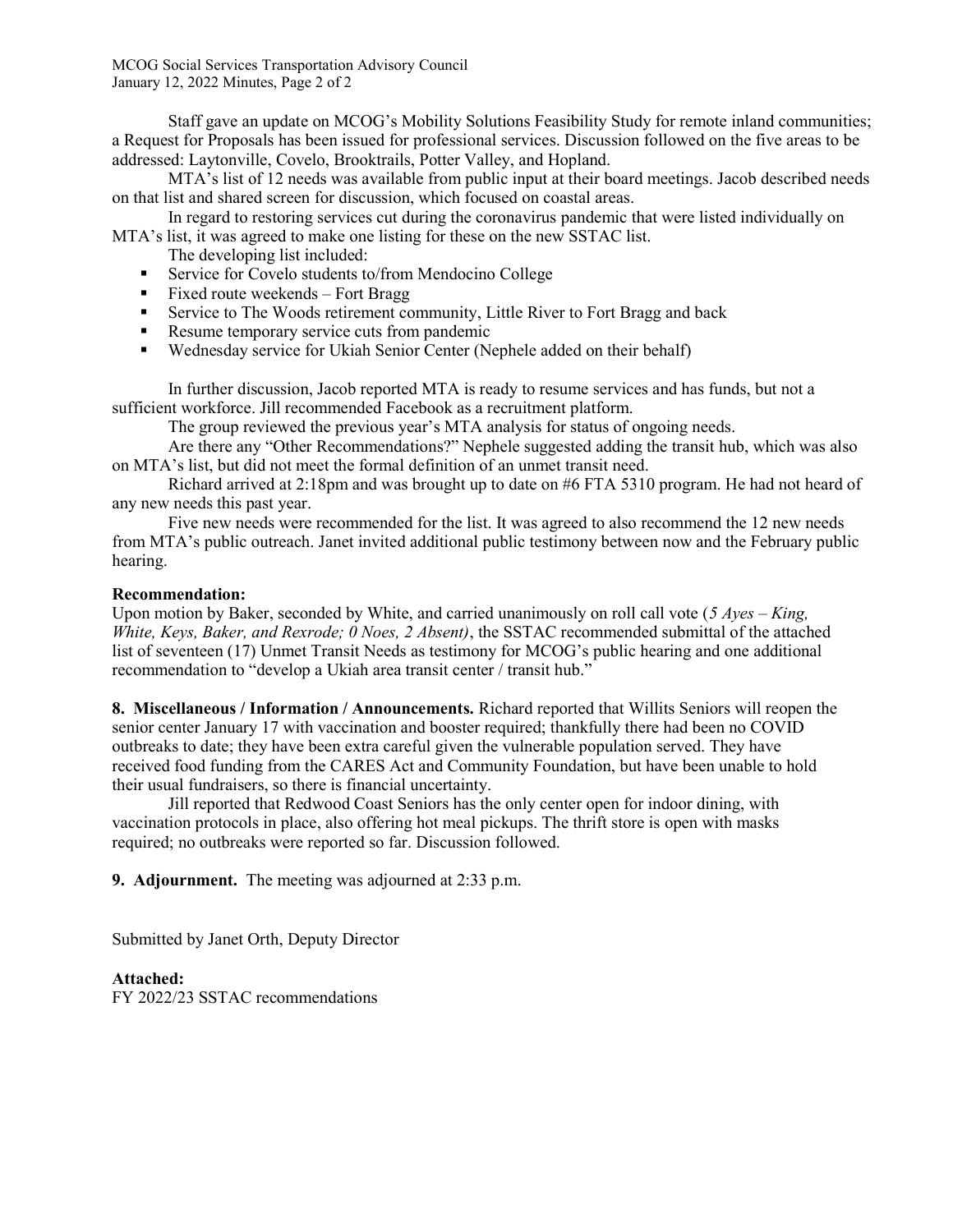Staff gave an update on MCOG's Mobility Solutions Feasibility Study for remote inland communities; a Request for Proposals has been issued for professional services. Discussion followed on the five areas to be addressed: Laytonville, Covelo, Brooktrails, Potter Valley, and Hopland.

MTA's list of 12 needs was available from public input at their board meetings. Jacob described needs on that list and shared screen for discussion, which focused on coastal areas.

In regard to restoring services cut during the coronavirus pandemic that were listed individually on MTA's list, it was agreed to make one listing for these on the new SSTAC list.

The developing list included:

- Service for Covelo students to/from Mendocino College
- Fixed route weekends – Fort Bragg
- Service to The Woods retirement community, Little River to Fort Bragg and back
- Resume temporary service cuts from pandemic
- Wednesday service for Ukiah Senior Center (Nephele added on their behalf)

In further discussion, Jacob reported MTA is ready to resume services and has funds, but not a sufficient workforce. Jill recommended Facebook as a recruitment platform.

The group reviewed the previous year's MTA analysis for status of ongoing needs.

Are there any "Other Recommendations?" Nephele suggested adding the transit hub, which was also on MTA's list, but did not meet the formal definition of an unmet transit need.

Richard arrived at 2:18pm and was brought up to date on #6 FTA 5310 program. He had not heard of any new needs this past year.

Five new needs were recommended for the list. It was agreed to also recommend the 12 new needs from MTA's public outreach. Janet invited additional public testimony between now and the February public hearing.

**Recommendation:**
Upon motion by Baker, seconded by White, and carried unanimously on roll call vote (*5 Ayes – King, White, Keys, Baker, and Rexrode; 0 Noes, 2 Absent)*, the SSTAC recommended submittal of the attached list of seventeen (17) Unmet Transit Needs as testimony for MCOG's public hearing and one additional recommendation to "develop a Ukiah area transit center / transit hub."

**8. Miscellaneous / Information / Announcements.** Richard reported that Willits Seniors will reopen the senior center January 17 with vaccination and booster required; thankfully there had been no COVID outbreaks to date; they have been extra careful given the vulnerable population served. They have received food funding from the CARES Act and Community Foundation, but have been unable to hold their usual fundraisers, so there is financial uncertainty.

Jill reported that Redwood Coast Seniors has the only center open for indoor dining, with vaccination protocols in place, also offering hot meal pickups. The thrift store is open with masks required; no outbreaks were reported so far. Discussion followed.

**9. Adjournment.** The meeting was adjourned at 2:33 p.m.

Submitted by Janet Orth, Deputy Director

**Attached:**
FY 2022/23 SSTAC recommendations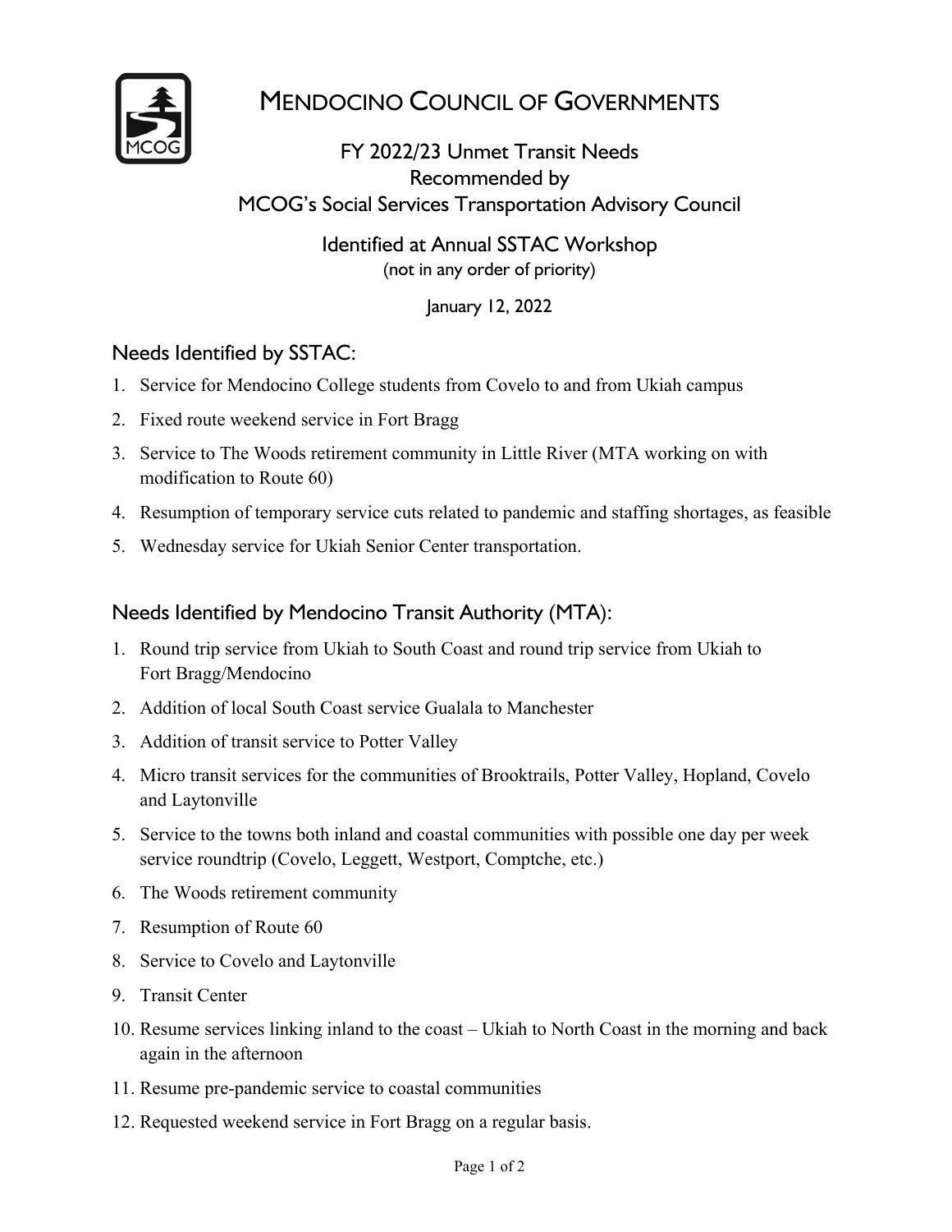# Mendocino Council of Governments

## FY 2022/23 Unmet Transit Needs Recommended by MCOG's Social Services Transportation Advisory Council

### Identified at Annual SSTAC Workshop

(not in any order of priority)

January 12, 2022

## Needs Identified by SSTAC:

1. Service for Mendocino College students from Covelo to and from Ukiah campus
2. Fixed route weekend service in Fort Bragg
3. Service to The Woods retirement community in Little River (MTA working on with modification to Route 60)
4. Resumption of temporary service cuts related to pandemic and staffing shortages, as feasible
5. Wednesday service for Ukiah Senior Center transportation.

## Needs Identified by Mendocino Transit Authority (MTA):

1. Round trip service from Ukiah to South Coast and round trip service from Ukiah to Fort Bragg/Mendocino
2. Addition of local South Coast service Gualala to Manchester
3. Addition of transit service to Potter Valley
4. Micro transit services for the communities of Brooktrails, Potter Valley, Hopland, Covelo and Laytonville
5. Service to the towns both inland and coastal communities with possible one day per week service roundtrip (Covelo, Leggett, Westport, Comptche, etc.)
6. The Woods retirement community
7. Resumption of Route 60
8. Service to Covelo and Laytonville
9. Transit Center
10. Resume services linking inland to the coast – Ukiah to North Coast in the morning and back again in the afternoon
11. Resume pre-pandemic service to coastal communities
12. Requested weekend service in Fort Bragg on a regular basis.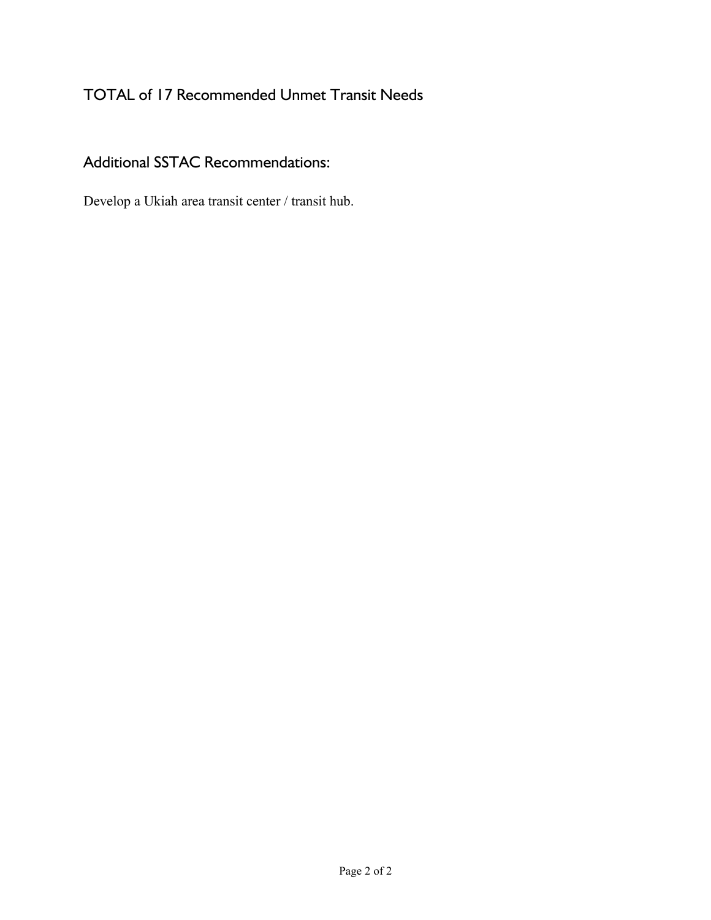## TOTAL of 17 Recommended Unmet Transit Needs

## Additional SSTAC Recommendations:

Develop a Ukiah area transit center / transit hub.